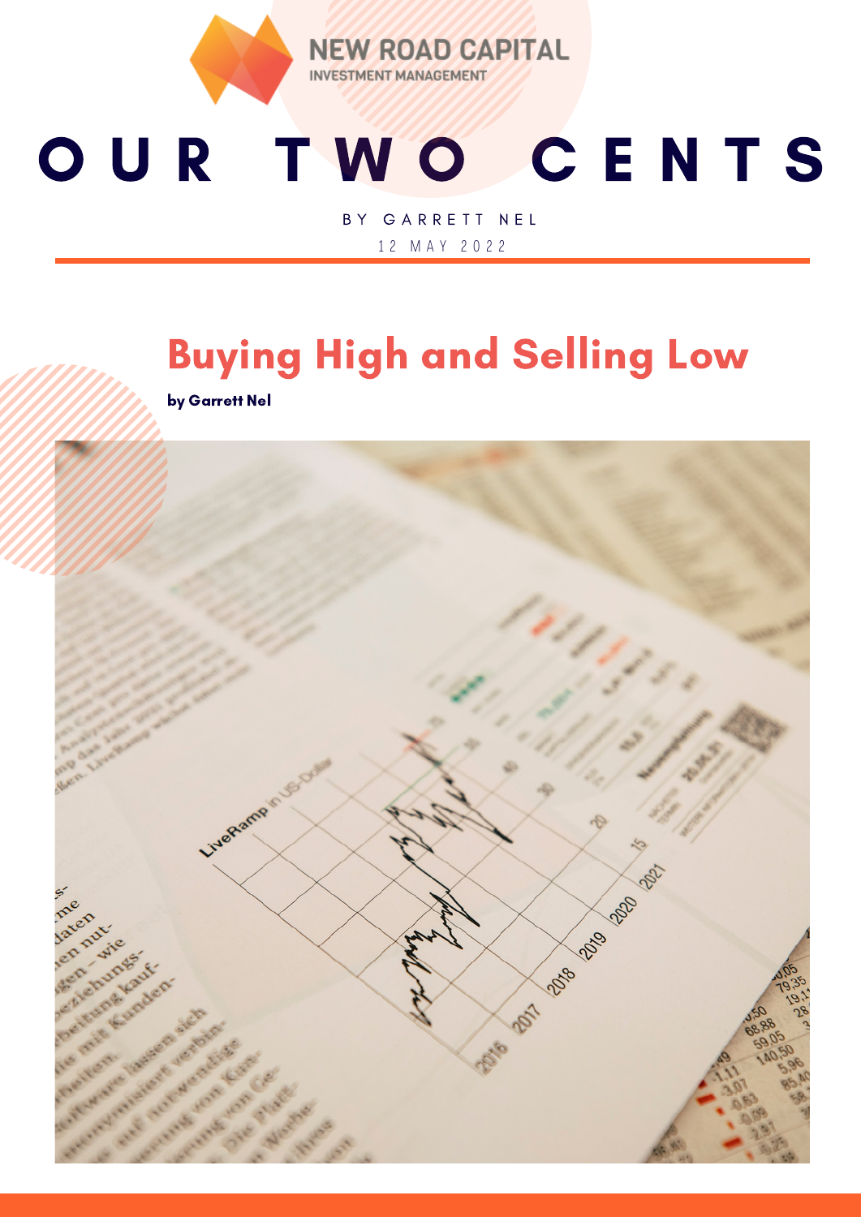NEW ROAD CAPITAL
INVESTMENT MANAGEMENT

# OUR TWO CENTS

BY GARRETT NEL

12 MAY 2022

## Buying High and Selling Low

**by Garrett Nel**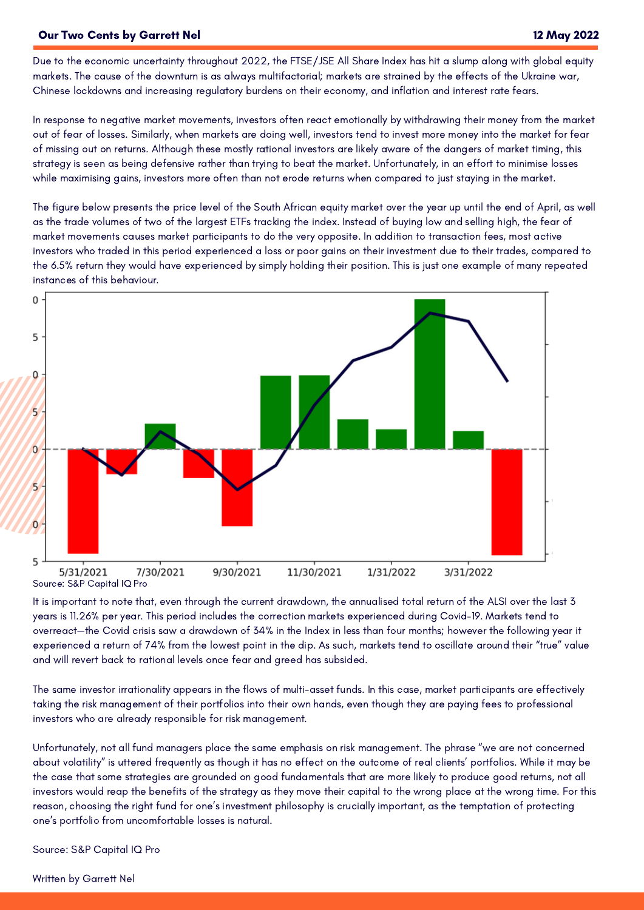Due to the economic uncertainty throughout 2022, the FTSE/JSE All Share Index has hit a slump along with global equity markets. The cause of the downturn is as always multifactorial; markets are strained by the effects of the Ukraine war, Chinese lockdowns and increasing regulatory burdens on their economy, and inflation and interest rate fears.

In response to negative market movements, investors often react emotionally by withdrawing their money from the market out of fear of losses. Similarly, when markets are doing well, investors tend to invest more money into the market for fear of missing out on returns. Although these mostly rational investors are likely aware of the dangers of market timing, this strategy is seen as being defensive rather than trying to beat the market. Unfortunately, in an effort to minimise losses while maximising gains, investors more often than not erode returns when compared to just staying in the market.

The figure below presents the price level of the South African equity market over the year up until the end of April, as well as the trade volumes of two of the largest ETFs tracking the index. Instead of buying low and selling high, the fear of market movements causes market participants to do the very opposite. In addition to transaction fees, most active investors who traded in this period experienced a loss or poor gains on their investment due to their trades, compared to the 6.5% return they would have experienced by simply holding their position. This is just one example of many repeated instances of this behaviour.

0
5
0
5
0
5
0
5

5/31/2021
7/30/2021
9/30/2021
11/30/2021
1/31/2022
3/31/2022

Source: S&P Capital IQ Pro

It is important to note that, even through the current drawdown, the annualised total return of the ALSI over the last 3 years is 11.26% per year. This period includes the correction markets experienced during Covid-19. Markets tend to overreact—the Covid crisis saw a drawdown of 34% in the Index in less than four months; however the following year it experienced a return of 74% from the lowest point in the dip. As such, markets tend to oscillate around their "true" value and will revert back to rational levels once fear and greed has subsided.

The same investor irrationality appears in the flows of multi-asset funds. In this case, market participants are effectively taking the risk management of their portfolios into their own hands, even though they are paying fees to professional investors who are already responsible for risk management.

Unfortunately, not all fund managers place the same emphasis on risk management. The phrase "we are not concerned about volatility" is uttered frequently as though it has no effect on the outcome of real clients' portfolios. While it may be the case that some strategies are grounded on good fundamentals that are more likely to produce good returns, not all investors would reap the benefits of the strategy as they move their capital to the wrong place at the wrong time. For this reason, choosing the right fund for one's investment philosophy is crucially important, as the temptation of protecting one's portfolio from uncomfortable losses is natural.

Source: S&P Capital IQ Pro

Written by Garrett Nel